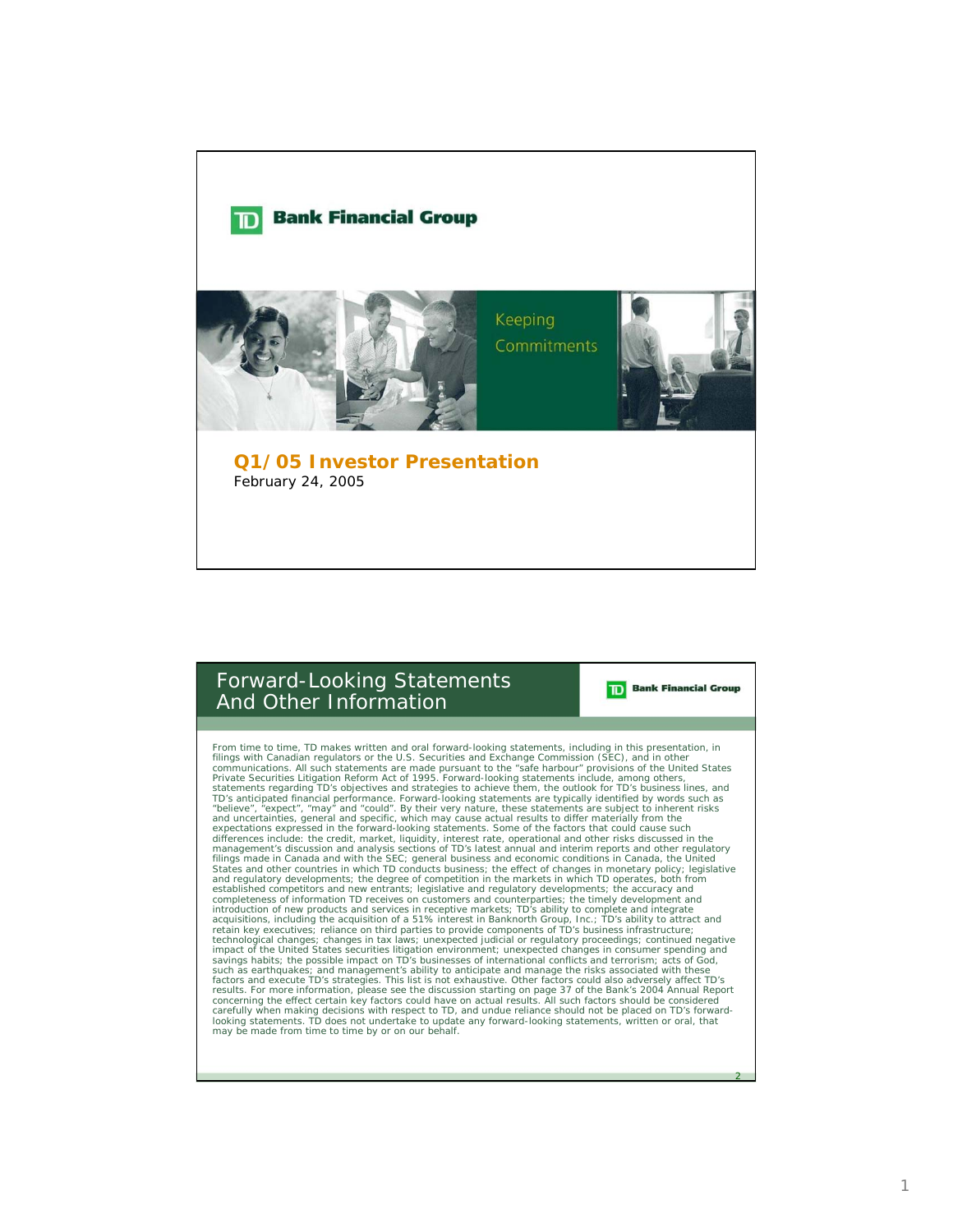TD Bank Financial Group

Keeping Commitments

# Q1/05 Investor Presentation

February 24, 2005

## Forward-Looking Statements And Other Information

TD Bank Financial Group

From time to time, TD makes written and oral forward-looking statements, including in this presentation, in filings with Canadian regulators or the U.S. Securities and Exchange Commission (SEC), and in other communications. All such statements are made pursuant to the "safe harbour" provisions of the United States Private Securities Litigation Reform Act of 1995. Forward-looking statements include, among others, statements regarding TD's objectives and strategies to achieve them, the outlook for TD's business lines, and TD's anticipated financial performance. Forward-looking statements are typically identified by words such as "believe", "expect", "may" and "could". By their very nature, these statements are subject to inherent risks and uncertainties, general and specific, which may cause actual results to differ materially from the expectations expressed in the forward-looking statements. Some of the factors that could cause such differences include: the credit, market, liquidity, interest rate, operational and other risks discussed in the management's discussion and analysis sections of TD's latest annual and interim reports and other regulatory filings made in Canada and with the SEC; general business and economic conditions in Canada, the United States and other countries in which TD conducts business; the effect of changes in monetary policy; legislative and regulatory developments; the degree of competition in the markets in which TD operates, both from established competitors and new entrants; legislative and regulatory developments; the accuracy and completeness of information TD receives on customers and counterparties; the timely development and introduction of new products and services in receptive markets; TD's ability to complete and integrate acquisitions, including the acquisition of a 51% interest in Banknorth Group, Inc.; TD's ability to attract and retain key executives; reliance on third parties to provide components of TD's business infrastructure; technological changes; changes in tax laws; unexpected judicial or regulatory proceedings; continued negative impact of the United States securities litigation environment; unexpected changes in consumer spending and savings habits; the possible impact on TD's businesses of international conflicts and terrorism; acts of God, such as earthquakes; and management's ability to anticipate and manage the risks associated with these factors and execute TD's strategies. This list is not exhaustive. Other factors could also adversely affect TD's results. For more information, please see the discussion starting on page 37 of the Bank's 2004 Annual Report concerning the effect certain key factors could have on actual results. All such factors should be considered carefully when making decisions with respect to TD, and undue reliance should not be placed on TD's forward-looking statements. TD does not undertake to update any forward-looking statements, written or oral, that may be made from time to time by or on our behalf.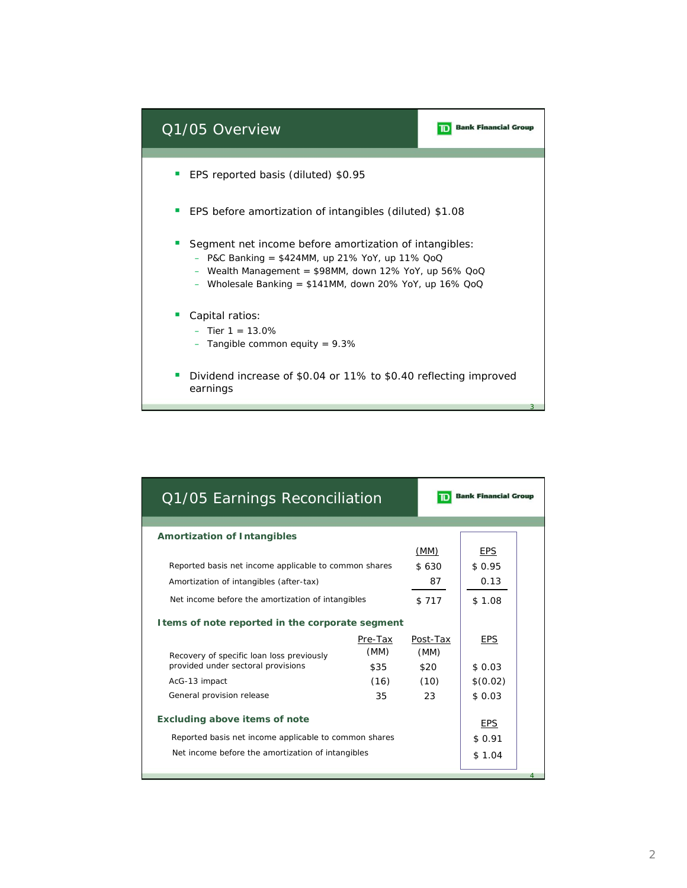## Q1/05 Overview

TD Bank Financial Group

- EPS reported basis (diluted) $0.95
- EPS before amortization of intangibles (diluted) $1.08
- Segment net income before amortization of intangibles:
  - P&C Banking = $424MM, up 21% YoY, up 11% QoQ
  - Wealth Management = $98MM, down 12% YoY, up 56% QoQ
  - Wholesale Banking = $141MM, down 20% YoY, up 16% QoQ
- Capital ratios:
  - Tier 1 = 13.0%
  - Tangible common equity = 9.3%
- Dividend increase of $0.04 or 11% to $0.40 reflecting improved earnings

## Q1/05 Earnings Reconciliation

TD Bank Financial Group

**Amortization of Intangibles**

| | (MM) | EPS |
|---|---|---|
| Reported basis net income applicable to common shares | $ 630 | $ 0.95 |
| Amortization of intangibles (after-tax) | 87 | 0.13 |
| Net income before the amortization of intangibles | $ 717 | $ 1.08 |

**Items of note reported in the corporate segment**

| | Pre-Tax (MM) | Post-Tax (MM) | EPS |
|---|---|---|---|
| Recovery of specific loan loss previously provided under sectoral provisions | $35 | $20 | $ 0.03 |
| AcG-13 impact | (16) | (10) | $(0.02) |
| General provision release | 35 | 23 | $ 0.03 |

**Excluding above items of note**

| | EPS |
|---|---|
| Reported basis net income applicable to common shares | $ 0.91 |
| Net income before the amortization of intangibles | $ 1.04 |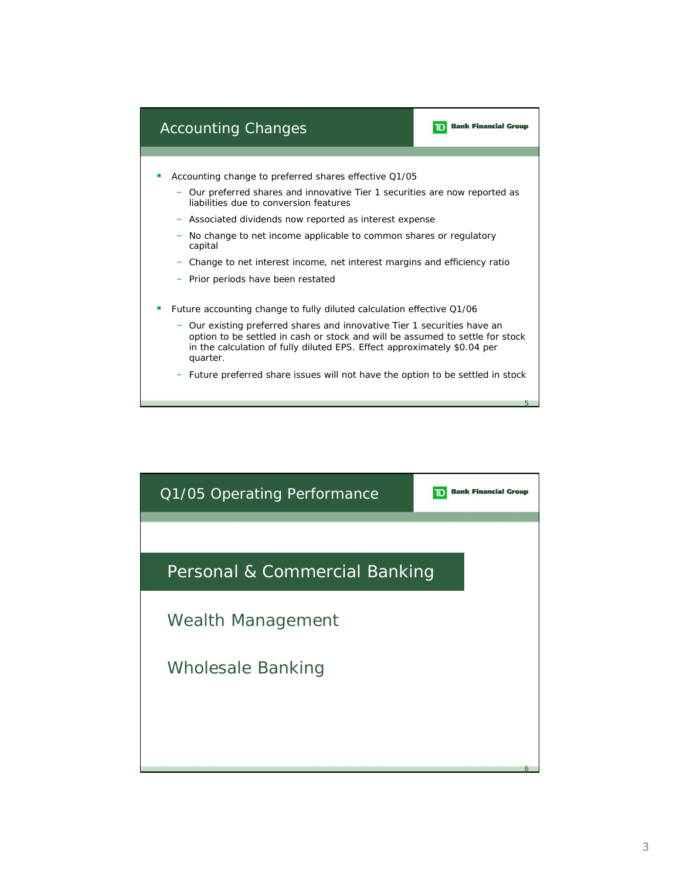## Accounting Changes

- Accounting change to preferred shares effective Q1/05
  - Our preferred shares and innovative Tier 1 securities are now reported as liabilities due to conversion features
  - Associated dividends now reported as interest expense
  - No change to net income applicable to common shares or regulatory capital
  - Change to net interest income, net interest margins and efficiency ratio
  - Prior periods have been restated
- Future accounting change to fully diluted calculation effective Q1/06
  - Our existing preferred shares and innovative Tier 1 securities have an option to be settled in cash or stock and will be assumed to settle for stock in the calculation of fully diluted EPS. Effect approximately $0.04 per quarter.
  - Future preferred share issues will not have the option to be settled in stock

## Q1/05 Operating Performance

**Personal & Commercial Banking**

Wealth Management

Wholesale Banking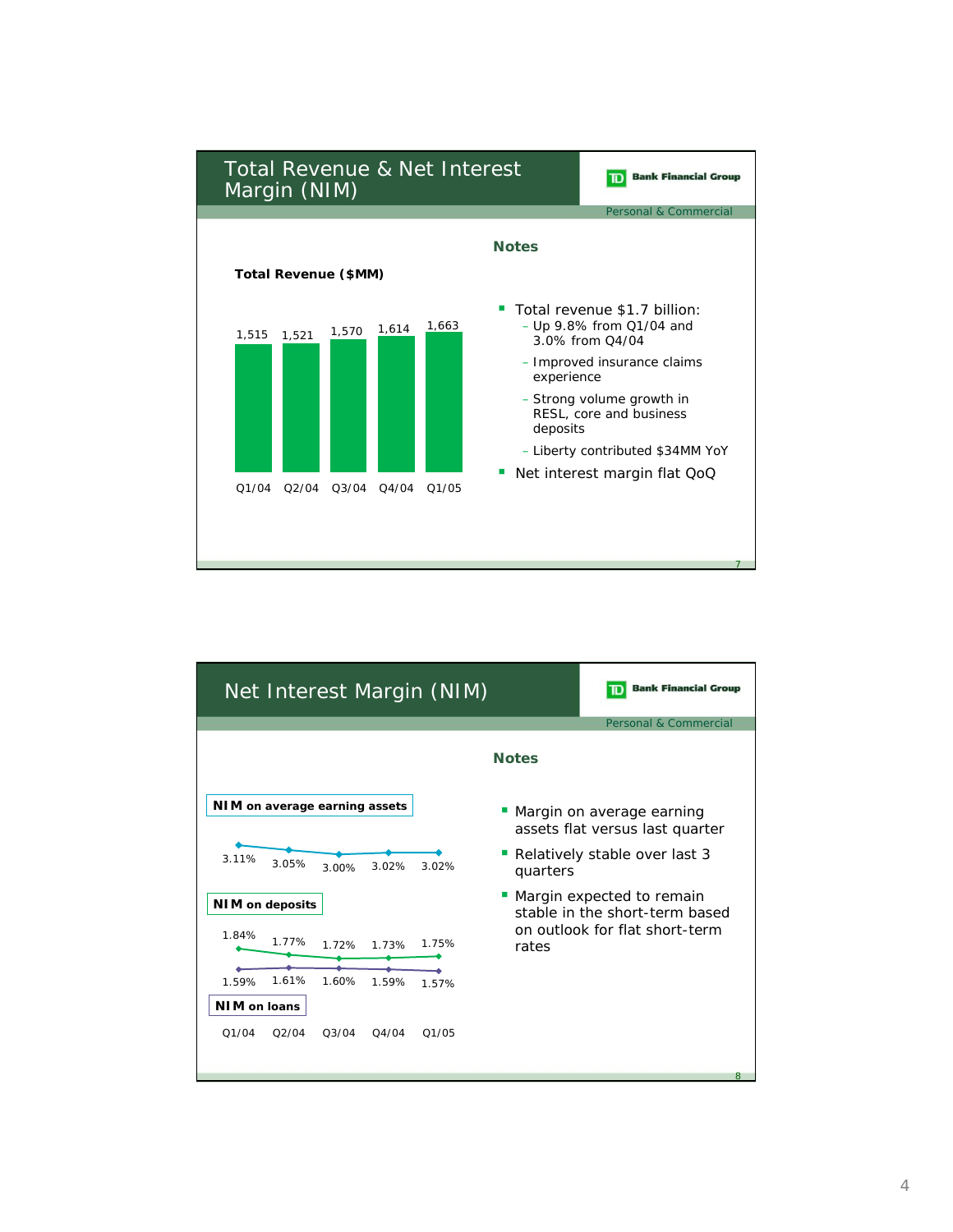# Total Revenue & Net Interest Margin (NIM)

TD Bank Financial Group

Personal & Commercial

**Total Revenue ($MM)**

| Q1/04 | Q2/04 | Q3/04 | Q4/04 | Q1/05 |
|---|---|---|---|---|
| 1,515 | 1,521 | 1,570 | 1,614 | 1,663 |

### Notes

- Total revenue $1.7 billion:
  - Up 9.8% from Q1/04 and 3.0% from Q4/04
  - Improved insurance claims experience
  - Strong volume growth in RESL, core and business deposits
  - Liberty contributed $34MM YoY
- Net interest margin flat QoQ

# Net Interest Margin (NIM)

TD Bank Financial Group

Personal & Commercial

| | Q1/04 | Q2/04 | Q3/04 | Q4/04 | Q1/05 |
|---|---|---|---|---|---|
| **NIM on average earning assets** | 3.11% | 3.05% | 3.00% | 3.02% | 3.02% |
| **NIM on deposits** | 1.84% | 1.77% | 1.72% | 1.73% | 1.75% |
| **NIM on loans** | 1.59% | 1.61% | 1.60% | 1.59% | 1.57% |

### Notes

- Margin on average earning assets flat versus last quarter
- Relatively stable over last 3 quarters
- Margin expected to remain stable in the short-term based on outlook for flat short-term rates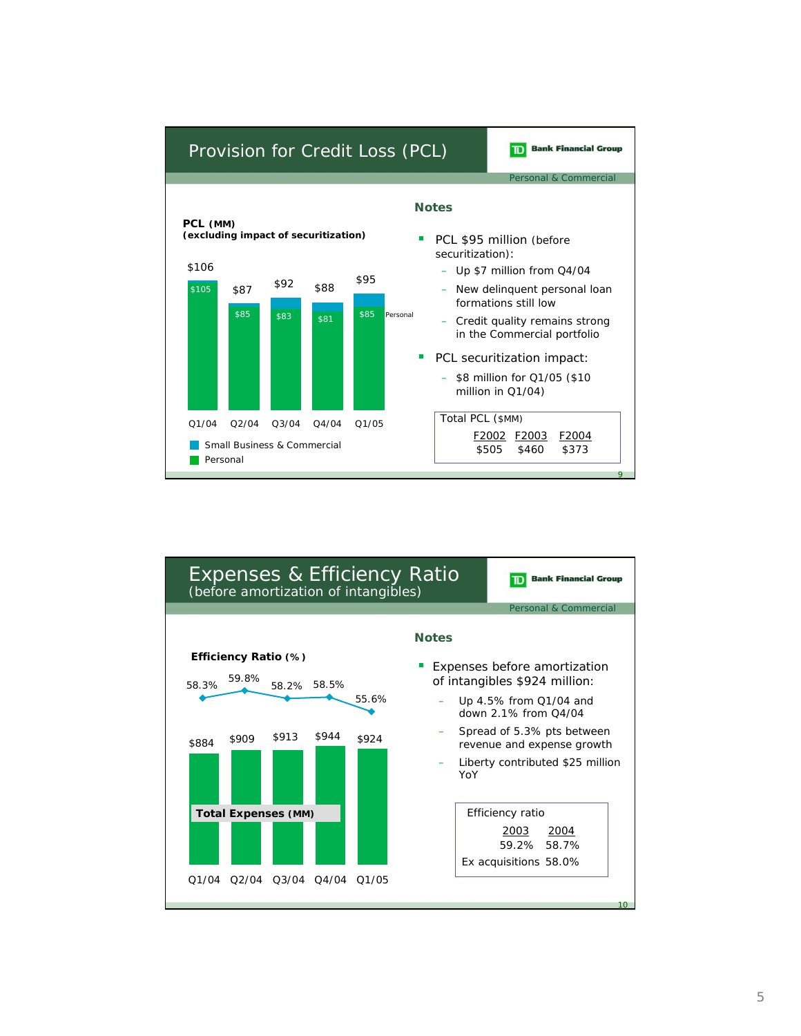## Provision for Credit Loss (PCL)

TD Bank Financial Group

Personal & Commercial

**PCL** (MM)
**(excluding impact of securitization)**

| | Q1/04 | Q2/04 | Q3/04 | Q4/04 | Q1/05 |
|---|---|---|---|---|---|
| Total | $106 | $87 | $92 | $88 | $95 |
| Personal | $105 | $85 | $83 | $81 | $85 |

- Small Business & Commercial
- Personal

### Notes

- PCL $95 million (before securitization):
  - Up $7 million from Q4/04
  - New delinquent personal loan formations still low
  - Credit quality remains strong in the Commercial portfolio
- PCL securitization impact:
  - $8 million for Q1/05 ($10 million in Q1/04)

Total PCL ($MM)

| F2002 | F2003 | F2004 |
|---|---|---|
| $505 | $460 | $373 |

## Expenses & Efficiency Ratio
(before amortization of intangibles)

TD Bank Financial Group

Personal & Commercial

**Efficiency Ratio (%)**

| | Q1/04 | Q2/04 | Q3/04 | Q4/04 | Q1/05 |
|---|---|---|---|---|---|
| Efficiency Ratio | 58.3% | 59.8% | 58.2% | 58.5% | 55.6% |
| **Total Expenses (MM)** | $884 | $909 | $913 | $944 | $924 |

### Notes

- Expenses before amortization of intangibles $924 million:
  - Up 4.5% from Q1/04 and down 2.1% from Q4/04
  - Spread of 5.3% pts between revenue and expense growth
  - Liberty contributed $25 million YoY

Efficiency ratio

| | 2003 | 2004 |
|---|---|---|
| | 59.2% | 58.7% |
| Ex acquisitions | | 58.0% |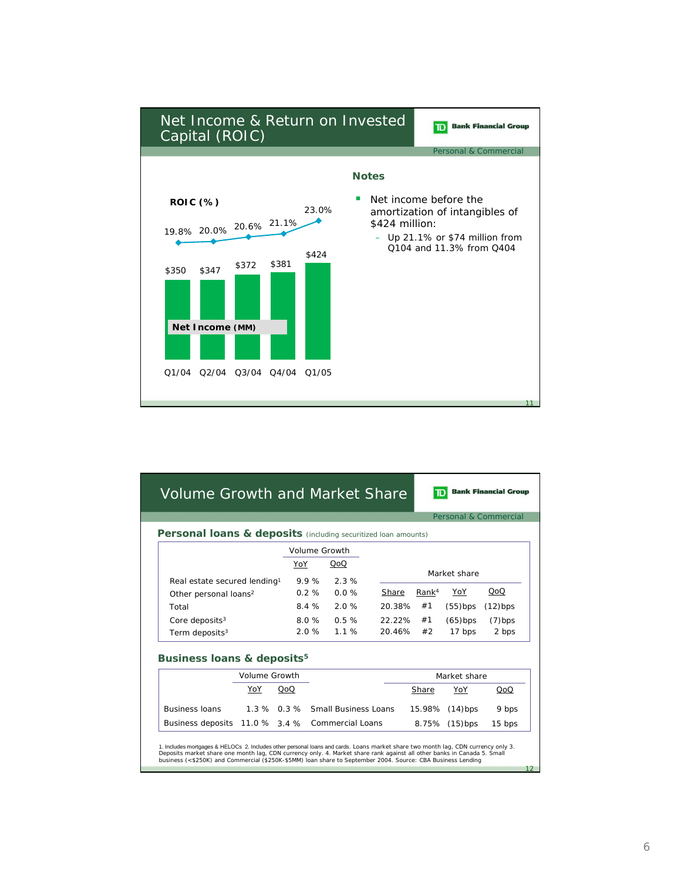# Net Income & Return on Invested Capital (ROIC)

TD Bank Financial Group

Personal & Commercial

| | Q1/04 | Q2/04 | Q3/04 | Q4/04 | Q1/05 |
|---|---|---|---|---|---|
| ROIC (%) | 19.8% | 20.0% | 20.6% | 21.1% | 23.0% |
| Net Income (MM) | $350 | $347 | $372 | $381 | $424 |

**Notes**

- Net income before the amortization of intangibles of $424 million:
  - Up 21.1% or $74 million from Q104 and 11.3% from Q404

# Volume Growth and Market Share

TD Bank Financial Group

Personal & Commercial

## Personal loans & deposits (including securitized loan amounts)

| | Volume Growth | | Market share | | | |
|---|---|---|---|---|---|---|
| | YoY | QoQ | Share | Rank[4] | YoY | QoQ |
| Real estate secured lending[1] | 9.9 % | 2.3 % | | | | |
| Other personal loans[2] | 0.2 % | 0.0 % | | | | |
| Total | 8.4 % | 2.0 % | 20.38% | #1 | (55)bps | (12)bps |
| Core deposits[3] | 8.0 % | 0.5 % | 22.22% | #1 | (65)bps | (7)bps |
| Term deposits[3] | 2.0 % | 1.1 % | 20.46% | #2 | 17 bps | 2 bps |

## Business loans & deposits[5]

| | Volume Growth | | | Market share | | |
|---|---|---|---|---|---|---|
| | YoY | QoQ | | Share | YoY | QoQ |
| Business loans | 1.3 % | 0.3 % | Small Business Loans | 15.98% | (14)bps | 9 bps |
| Business deposits | 11.0 % | 3.4 % | Commercial Loans | 8.75% | (15)bps | 15 bps |

1. Includes mortgages & HELOCs 2. Includes other personal loans and cards. Loans market share two month lag, CDN currency only 3. Deposits market share one month lag, CDN currency only. 4. Market share rank against all other banks in Canada 5. Small business (<$250K) and Commercial ($250K-$5MM) loan share to September 2004. Source: CBA Business Lending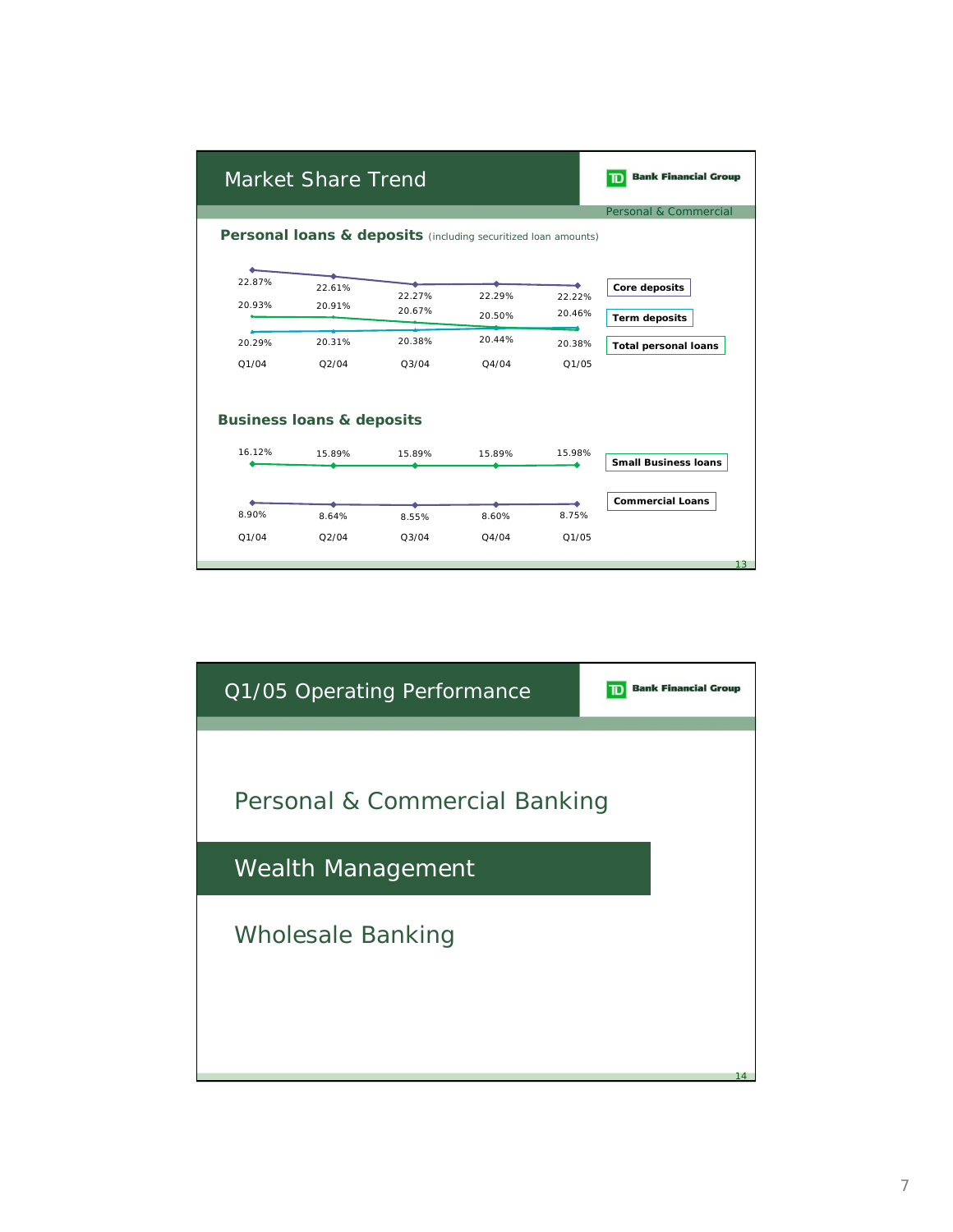## Market Share Trend

TD Bank Financial Group

Personal & Commercial

**Personal loans & deposits** (including securitized loan amounts)

| | Q1/04 | Q2/04 | Q3/04 | Q4/04 | Q1/05 |
|---|---|---|---|---|---|
| Core deposits | 22.87% | 22.61% | 22.27% | 22.29% | 22.22% |
| Term deposits | 20.93% | 20.91% | 20.67% | 20.50% | 20.46% |
| Total personal loans | 20.29% | 20.31% | 20.38% | 20.44% | 20.38% |

**Business loans & deposits**

| | Q1/04 | Q2/04 | Q3/04 | Q4/04 | Q1/05 |
|---|---|---|---|---|---|
| Small Business loans | 16.12% | 15.89% | 15.89% | 15.89% | 15.98% |
| Commercial Loans | 8.90% | 8.64% | 8.55% | 8.60% | 8.75% |

## Q1/05 Operating Performance

TD Bank Financial Group

Personal & Commercial Banking

**Wealth Management**

Wholesale Banking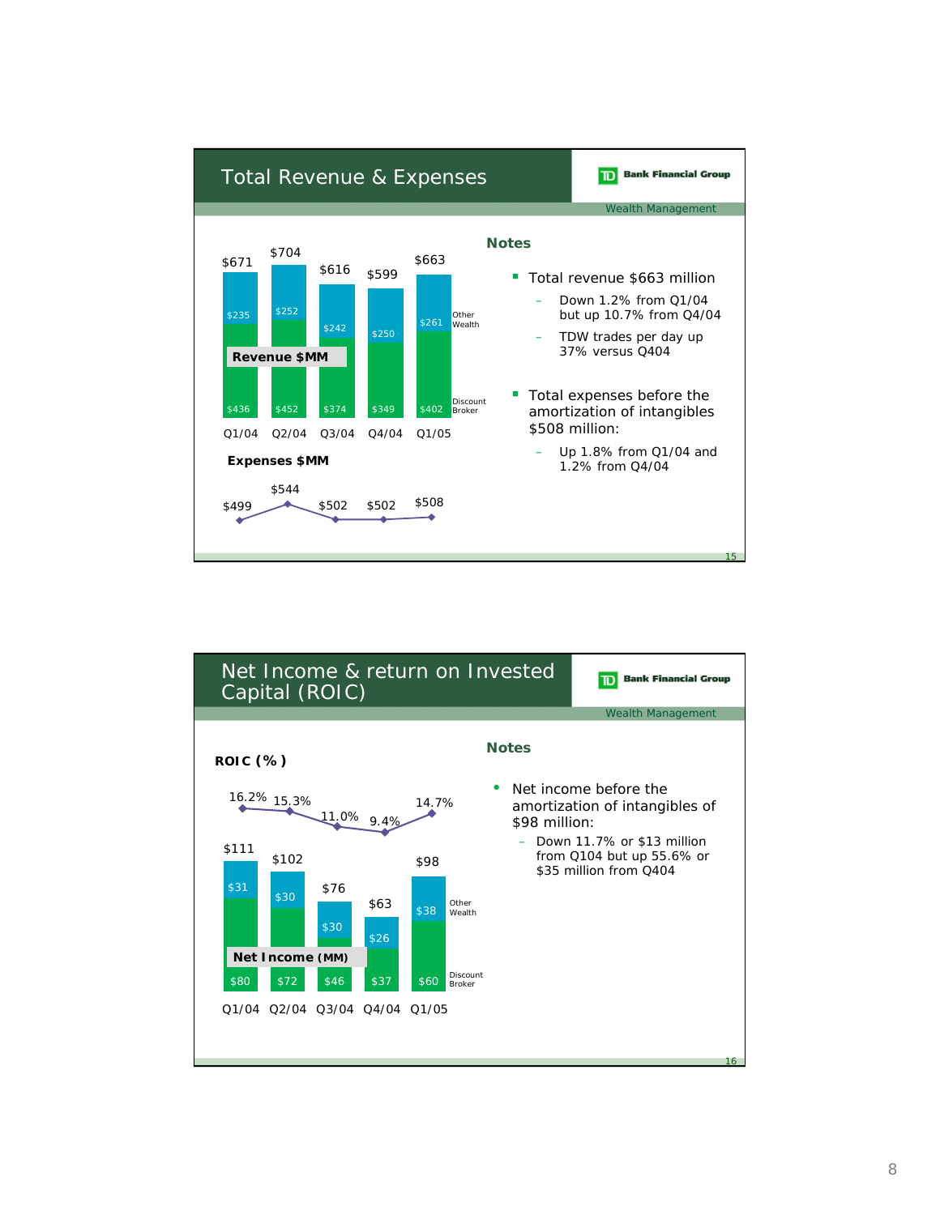## Total Revenue & Expenses

TD Bank Financial Group

Wealth Management

**Revenue $MM**

| | Q1/04 | Q2/04 | Q3/04 | Q4/04 | Q1/05 |
|---|---|---|---|---|---|
| Other Wealth | $235 | $252 | $242 | $250 | $261 |
| Discount Broker | $436 | $452 | $374 | $349 | $402 |
| Total | $671 | $704 | $616 | $599 | $663 |

**Expenses $MM**

| Q1/04 | Q2/04 | Q3/04 | Q4/04 | Q1/05 |
|---|---|---|---|---|
| $499 | $544 | $502 | $502 | $508 |

### Notes

- Total revenue $663 million
  - Down 1.2% from Q1/04 but up 10.7% from Q4/04
  - TDW trades per day up 37% versus Q404
- Total expenses before the amortization of intangibles $508 million:
  - Up 1.8% from Q1/04 and 1.2% from Q4/04

## Net Income & return on Invested Capital (ROIC)

TD Bank Financial Group

Wealth Management

**ROIC (%)**

| Q1/04 | Q2/04 | Q3/04 | Q4/04 | Q1/05 |
|---|---|---|---|---|
| 16.2% | 15.3% | 11.0% | 9.4% | 14.7% |

**Net Income (MM)**

| | Q1/04 | Q2/04 | Q3/04 | Q4/04 | Q1/05 |
|---|---|---|---|---|---|
| Other Wealth | $31 | $30 | $30 | $26 | $38 |
| Discount Broker | $80 | $72 | $46 | $37 | $60 |
| Total | $111 | $102 | $76 | $63 | $98 |

### Notes

- Net income before the amortization of intangibles of $98 million:
  - Down 11.7% or $13 million from Q104 but up 55.6% or $35 million from Q404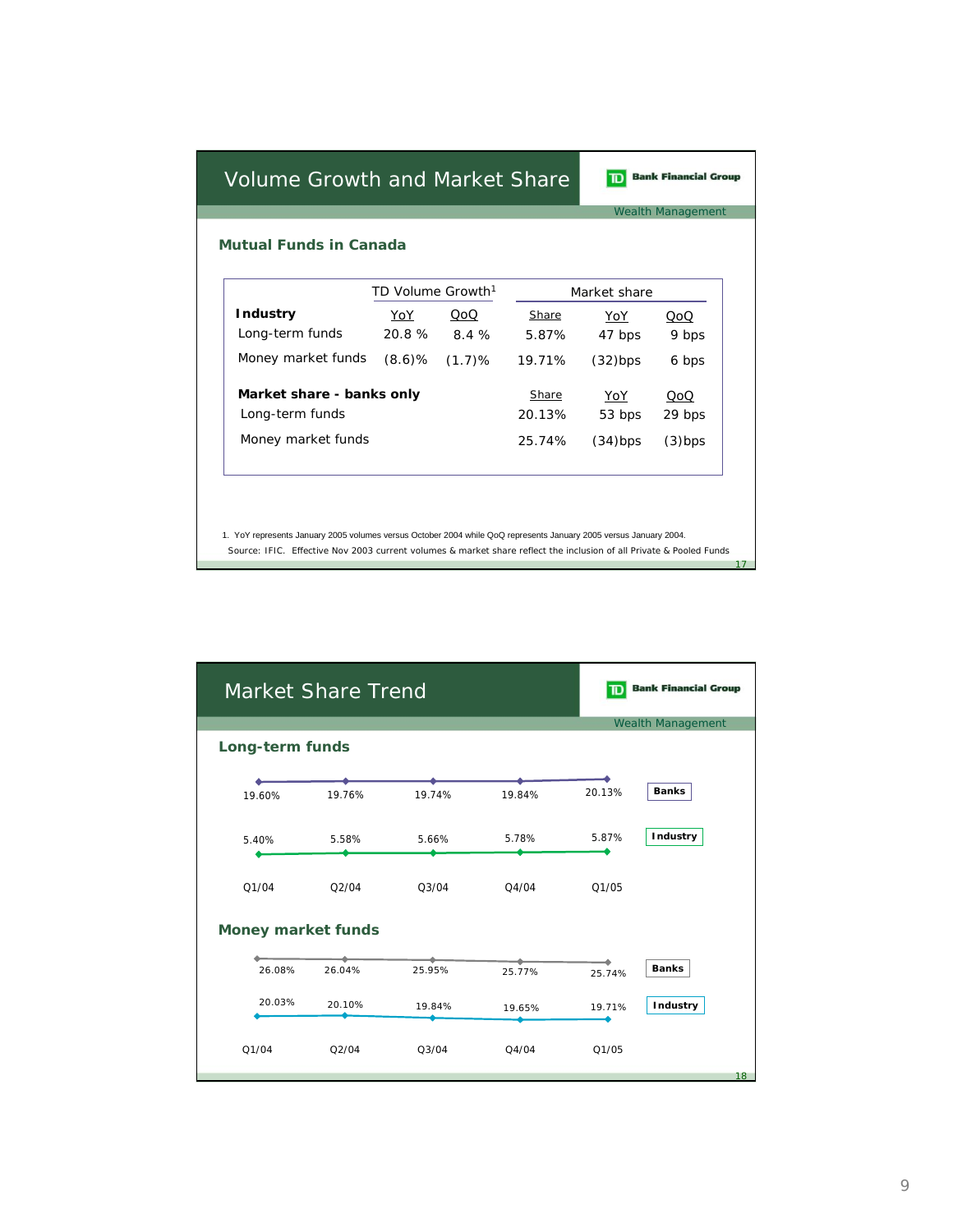# Volume Growth and Market Share

TD Bank Financial Group

Wealth Management

## Mutual Funds in Canada

| | TD Volume Growth[1] | | Market share | | |
|---|---|---|---|---|---|
| **Industry** | YoY | QoQ | Share | YoY | QoQ |
| Long-term funds | 20.8 % | 8.4 % | 5.87% | 47 bps | 9 bps |
| Money market funds | (8.6)% | (1.7)% | 19.71% | (32)bps | 6 bps |
| **Market share - banks only** | | | Share | YoY | QoQ |
| Long-term funds | | | 20.13% | 53 bps | 29 bps |
| Money market funds | | | 25.74% | (34)bps | (3)bps |

1. YoY represents January 2005 volumes versus October 2004 while QoQ represents January 2005 versus January 2004.

Source: IFIC. Effective Nov 2003 current volumes & market share reflect the inclusion of all Private & Pooled Funds

# Market Share Trend

TD Bank Financial Group

Wealth Management

## Long-term funds

| | Q1/04 | Q2/04 | Q3/04 | Q4/04 | Q1/05 |
|---|---|---|---|---|---|
| Banks | 19.60% | 19.76% | 19.74% | 19.84% | 20.13% |
| Industry | 5.40% | 5.58% | 5.66% | 5.78% | 5.87% |

## Money market funds

| | Q1/04 | Q2/04 | Q3/04 | Q4/04 | Q1/05 |
|---|---|---|---|---|---|
| Banks | 26.08% | 26.04% | 25.95% | 25.77% | 25.74% |
| Industry | 20.03% | 20.10% | 19.84% | 19.65% | 19.71% |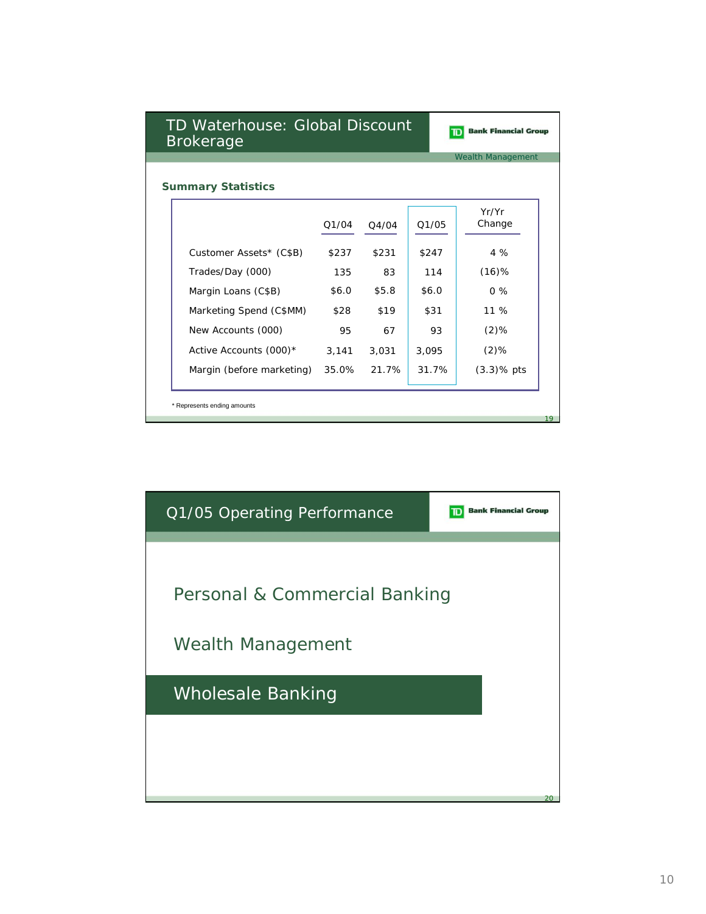# TD Waterhouse: Global Discount Brokerage

TD Bank Financial Group

Wealth Management

**Summary Statistics**

| | Q1/04 | Q4/04 | Q1/05 | Yr/Yr Change |
|---|---|---|---|---|
| Customer Assets* (C$B) | $237 | $231 | $247 | 4 % |
| Trades/Day (000) | 135 | 83 | 114 | (16)% |
| Margin Loans (C$B) | $6.0 | $5.8 | $6.0 | 0 % |
| Marketing Spend (C$MM) | $28 | $19 | $31 | 11 % |
| New Accounts (000) | 95 | 67 | 93 | (2)% |
| Active Accounts (000)* | 3,141 | 3,031 | 3,095 | (2)% |
| Margin (before marketing) | 35.0% | 21.7% | 31.7% | (3.3)% pts |

\* Represents ending amounts

# Q1/05 Operating Performance

TD Bank Financial Group

Personal & Commercial Banking

Wealth Management

**Wholesale Banking**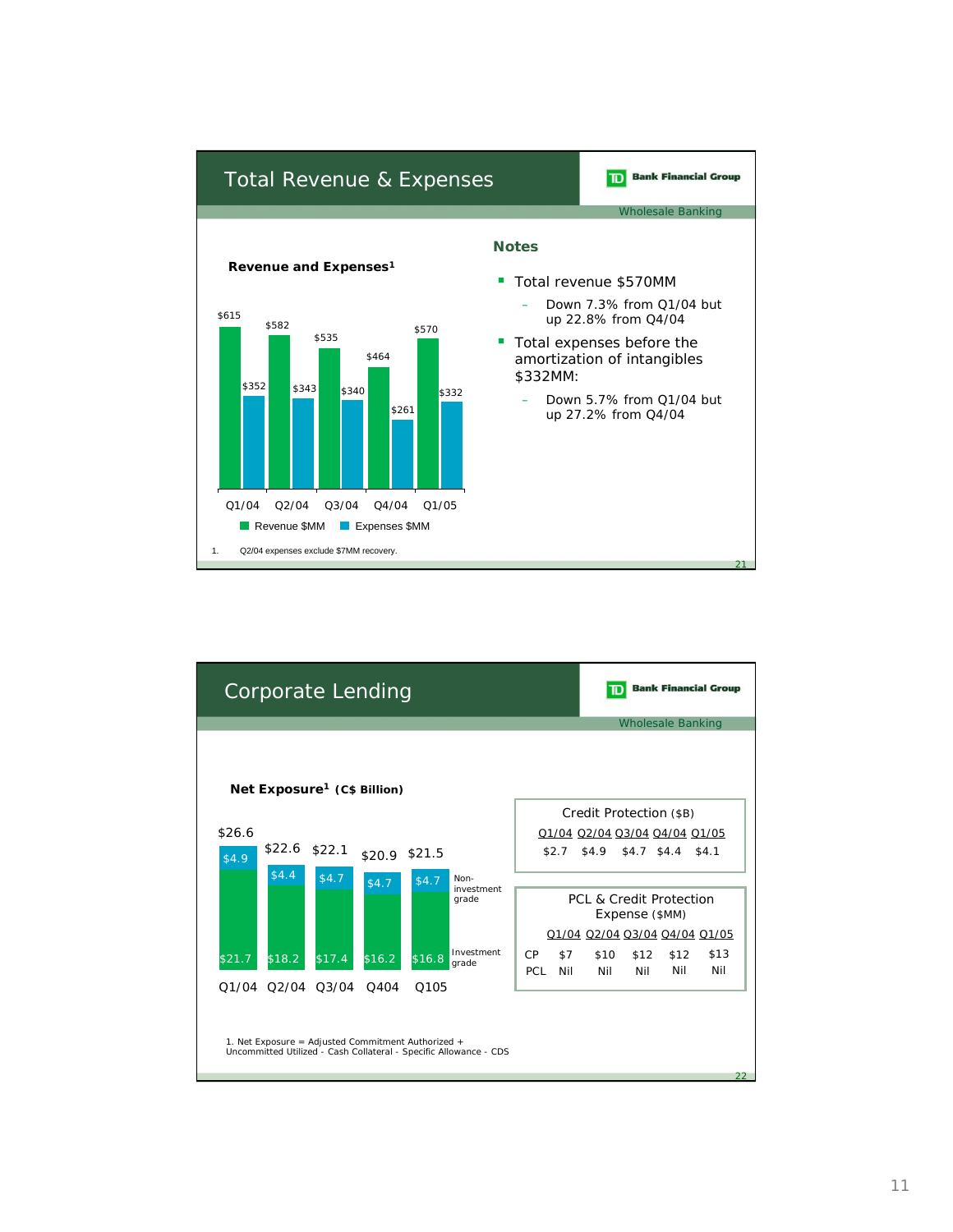# Total Revenue & Expenses

TD Bank Financial Group

Wholesale Banking

**Revenue and Expenses[1]**

| | Q1/04 | Q2/04 | Q3/04 | Q4/04 | Q1/05 |
|---|---|---|---|---|---|
| Revenue $MM | $615 | $582 | $535 | $464 | $570 |
| Expenses $MM | $352 | $343 | $340 | $261 | $332 |

1. Q2/04 expenses exclude $7MM recovery.

**Notes**

- Total revenue $570MM
  - Down 7.3% from Q1/04 but up 22.8% from Q4/04
- Total expenses before the amortization of intangibles $332MM:
  - Down 5.7% from Q1/04 but up 27.2% from Q4/04

# Corporate Lending

TD Bank Financial Group

Wholesale Banking

**Net Exposure[1] (C$ Billion)**

| | Q1/04 | Q2/04 | Q3/04 | Q404 | Q105 |
|---|---|---|---|---|---|
| Non-investment grade | $4.9 | $4.4 | $4.7 | $4.7 | $4.7 |
| Investment grade | $21.7 | $18.2 | $17.4 | $16.2 | $16.8 |
| Total | $26.6 | $22.6 | $22.1 | $20.9 | $21.5 |

Credit Protection ($B)

| Q1/04 | Q2/04 | Q3/04 | Q4/04 | Q1/05 |
|---|---|---|---|---|
| $2.7 | $4.9 | $4.7 | $4.4 | $4.1 |

PCL & Credit Protection Expense ($MM)

| | Q1/04 | Q2/04 | Q3/04 | Q4/04 | Q1/05 |
|---|---|---|---|---|---|
| CP | $7 | $10 | $12 | $12 | $13 |
| PCL | Nil | Nil | Nil | Nil | Nil |

1. Net Exposure = Adjusted Commitment Authorized + Uncommitted Utilized - Cash Collateral - Specific Allowance - CDS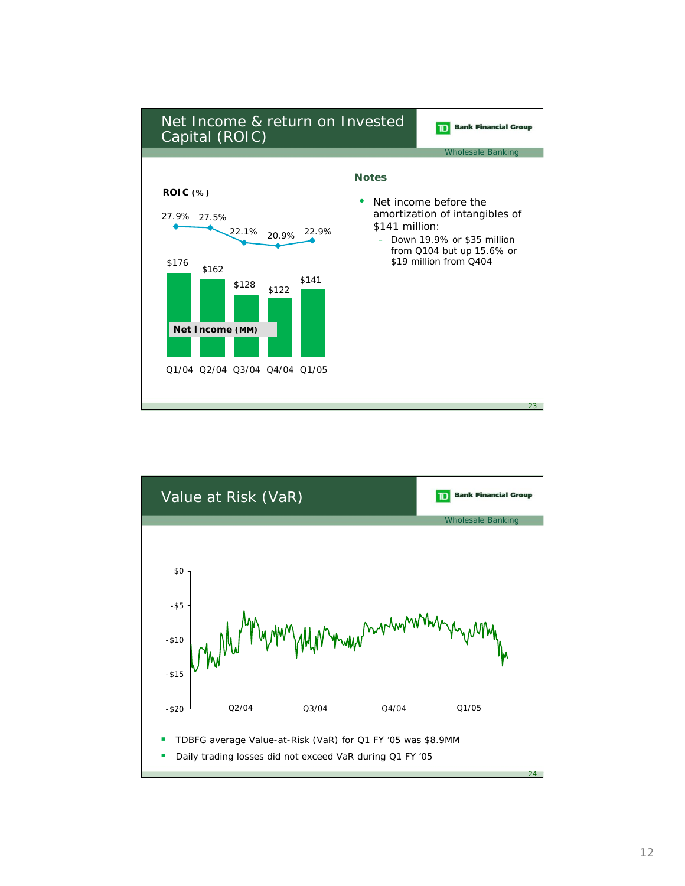## Net Income & return on Invested Capital (ROIC)

TD Bank Financial Group — Wholesale Banking

**ROIC (%)**

| | Q1/04 | Q2/04 | Q3/04 | Q4/04 | Q1/05 |
|---|---|---|---|---|---|
| ROIC (%) | 27.9% | 27.5% | 22.1% | 20.9% | 22.9% |
| Net Income (MM) | $176 | $162 | $128 | $122 | $141 |

### Notes

- Net income before the amortization of intangibles of $141 million:
  - Down 19.9% or $35 million from Q104 but up 15.6% or $19 million from Q404

## Value at Risk (VaR)

TD Bank Financial Group — Wholesale Banking

Chart axis: $0, -$5, -$10, -$15, -$20; Q2/04, Q3/04, Q4/04, Q1/05

- TDBFG average Value-at-Risk (VaR) for Q1 FY '05 was $8.9MM
- Daily trading losses did not exceed VaR during Q1 FY '05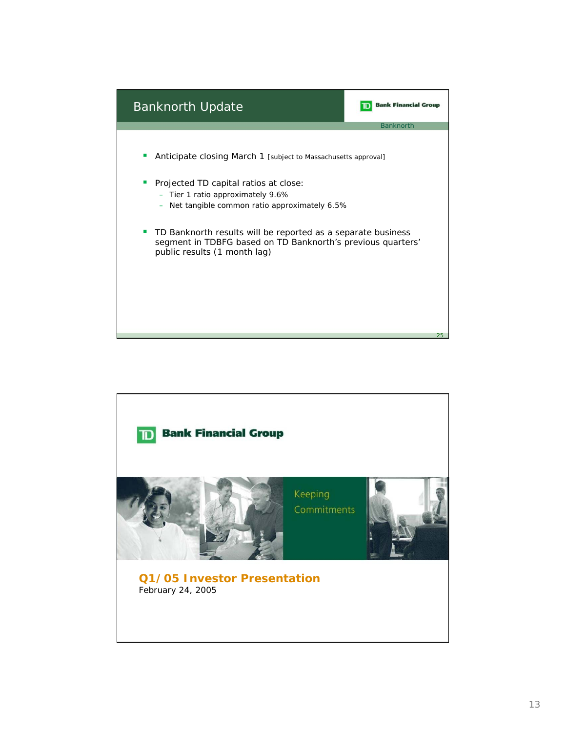## Banknorth Update

TD Bank Financial Group

Banknorth

- Anticipate closing March 1 [subject to Massachusetts approval]

- Projected TD capital ratios at close:
  - Tier 1 ratio approximately 9.6%
  - Net tangible common ratio approximately 6.5%

- TD Banknorth results will be reported as a separate business segment in TDBFG based on TD Banknorth's previous quarters' public results (1 month lag)

25

---

TD Bank Financial Group

Keeping Commitments

## Q1/05 Investor Presentation

February 24, 2005